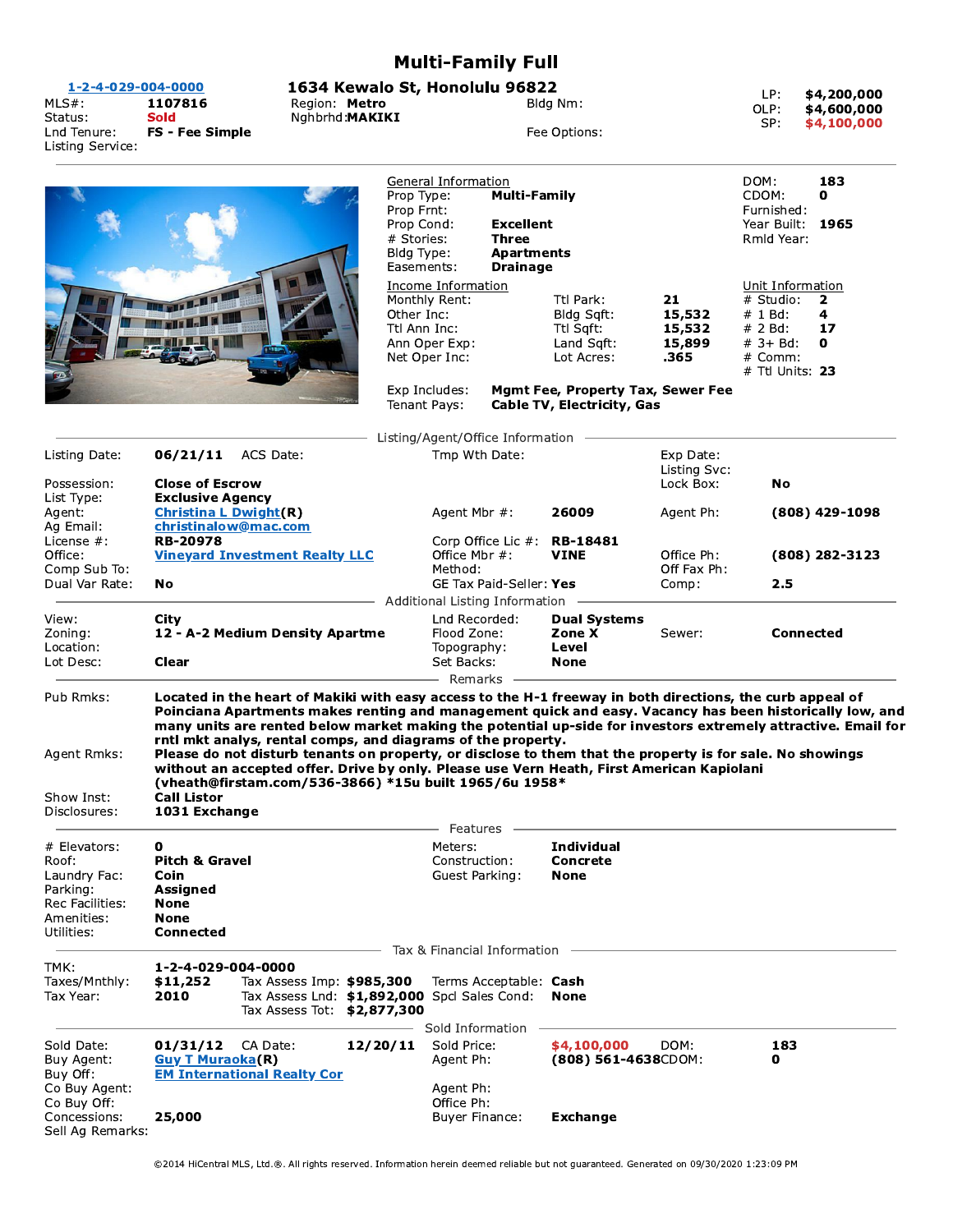# Multi-Family Full

**1-2-4-029-004-0000**

**1634 Kewalo St, Honolulu 96822**

| | | | | | |
|---|---|---|---|---|---|
| MLS#: | **1107816** | Region: **Metro** | Bldg Nm: | LP: | **$4,200,000** |
| Status: | **Sold** | Nghbrhd: **MAKIKI** | | OLP: | **$4,600,000** |
| Lnd Tenure: | **FS - Fee Simple** | | Fee Options: | SP: | **$4,100,000** |
| Listing Service: | | | | | |

## General Information

| | | | |
|---|---|---|---|
| Prop Type: | **Multi-Family** | DOM: | **183** |
| Prop Frnt: | | CDOM: | **0** |
| Prop Cond: | **Excellent** | Furnished: | |
| # Stories: | **Three** | Year Built: | **1965** |
| Bldg Type: | **Apartments** | Rmld Year: | |
| Easements: | **Drainage** | | |

## Income Information

| | | | | | |
|---|---|---|---|---|---|
| Monthly Rent: | | Ttl Park: | **21** | # Studio: | **2** |
| Other Inc: | | Bldg Sqft: | **15,532** | # 1 Bd: | **4** |
| Ttl Ann Inc: | | Ttl Sqft: | **15,532** | # 2 Bd: | **17** |
| Ann Oper Exp: | | Land Sqft: | **15,899** | # 3+ Bd: | **0** |
| Net Oper Inc: | | Lot Acres: | **.365** | # Comm: | |
| | | | | # Ttl Units: | **23** |

Exp Includes: **Mgmt Fee, Property Tax, Sewer Fee**
Tenant Pays: **Cable TV, Electricity, Gas**

## Listing/Agent/Office Information

| | | | | | |
|---|---|---|---|---|---|
| Listing Date: | **06/21/11** ACS Date: | Tmp Wth Date: | | Exp Date: | |
| | | | | Listing Svc: | |
| Possession: | **Close of Escrow** | | | Lock Box: | **No** |
| List Type: | **Exclusive Agency** | | | | |
| Agent: | **Christina L Dwight(R)** | Agent Mbr #: | **26009** | Agent Ph: | **(808) 429-1098** |
| Ag Email: | **christinalow@mac.com** | | | | |
| License #: | **RB-20978** | Corp Office Lic #: | **RB-18481** | | |
| Office: | **Vineyard Investment Realty LLC** | Office Mbr #: | **VINE** | Office Ph: | **(808) 282-3123** |
| Comp Sub To: | | Method: | | Off Fax Ph: | |
| Dual Var Rate: | **No** | GE Tax Paid-Seller: | **Yes** | Comp: | **2.5** |

## Additional Listing Information

| | | | | | |
|---|---|---|---|---|---|
| View: | **City** | Lnd Recorded: | **Dual Systems** | | |
| Zoning: | **12 - A-2 Medium Density Apartme** | Flood Zone: | **Zone X** | Sewer: | **Connected** |
| Location: | | Topography: | **Level** | | |
| Lot Desc: | **Clear** | Set Backs: | **None** | | |

## Remarks

**Pub Rmks:** **Located in the heart of Makiki with easy access to the H-1 freeway in both directions, the curb appeal of Poinciana Apartments makes renting and management quick and easy. Vacancy has been historically low, and many units are rented below market making the potential up-side for investors extremely attractive. Email for rntl mkt analys, rental comps, and diagrams of the property.**

**Agent Rmks:** **Please do not disturb tenants on property, or disclose to them that the property is for sale. No showings without an accepted offer. Drive by only. Please use Vern Heath, First American Kapiolani (vheath@firstam.com/536-3866) *15u built 1965/6u 1958***

**Show Inst:** **Call Listor**

**Disclosures:** **1031 Exchange**

## Features

| | | | |
|---|---|---|---|
| # Elevators: | **0** | Meters: | **Individual** |
| Roof: | **Pitch & Gravel** | Construction: | **Concrete** |
| Laundry Fac: | **Coin** | Guest Parking: | **None** |
| Parking: | **Assigned** | | |
| Rec Facilities: | **None** | | |
| Amenities: | **None** | | |
| Utilities: | **Connected** | | |

## Tax & Financial Information

| | | | | | |
|---|---|---|---|---|---|
| TMK: | **1-2-4-029-004-0000** | | | | |
| Taxes/Mnthly: | **$11,252** | Tax Assess Imp: | **$985,300** | Terms Acceptable: | **Cash** |
| Tax Year: | **2010** | Tax Assess Lnd: | **$1,892,000** | Spcl Sales Cond: | **None** |
| | | Tax Assess Tot: | **$2,877,300** | | |

## Sold Information

| | | | | | |
|---|---|---|---|---|---|
| Sold Date: | **01/31/12** CA Date: **12/20/11** | Sold Price: | **$4,100,000** | DOM: | **183** |
| Buy Agent: | **Guy T Muraoka(R)** | Agent Ph: | **(808) 561-4638** | CDOM: | **0** |
| Buy Off: | **EM International Realty Cor** | | | | |
| Co Buy Agent: | | Agent Ph: | | | |
| Co Buy Off: | | Office Ph: | | | |
| Concessions: | **25,000** | Buyer Finance: | **Exchange** | | |
| Sell Ag Remarks: | | | | | |

©2014 HiCentral MLS, Ltd.®. All rights reserved. Information herein deemed reliable but not guaranteed. Generated on 09/30/2020 1:23:09 PM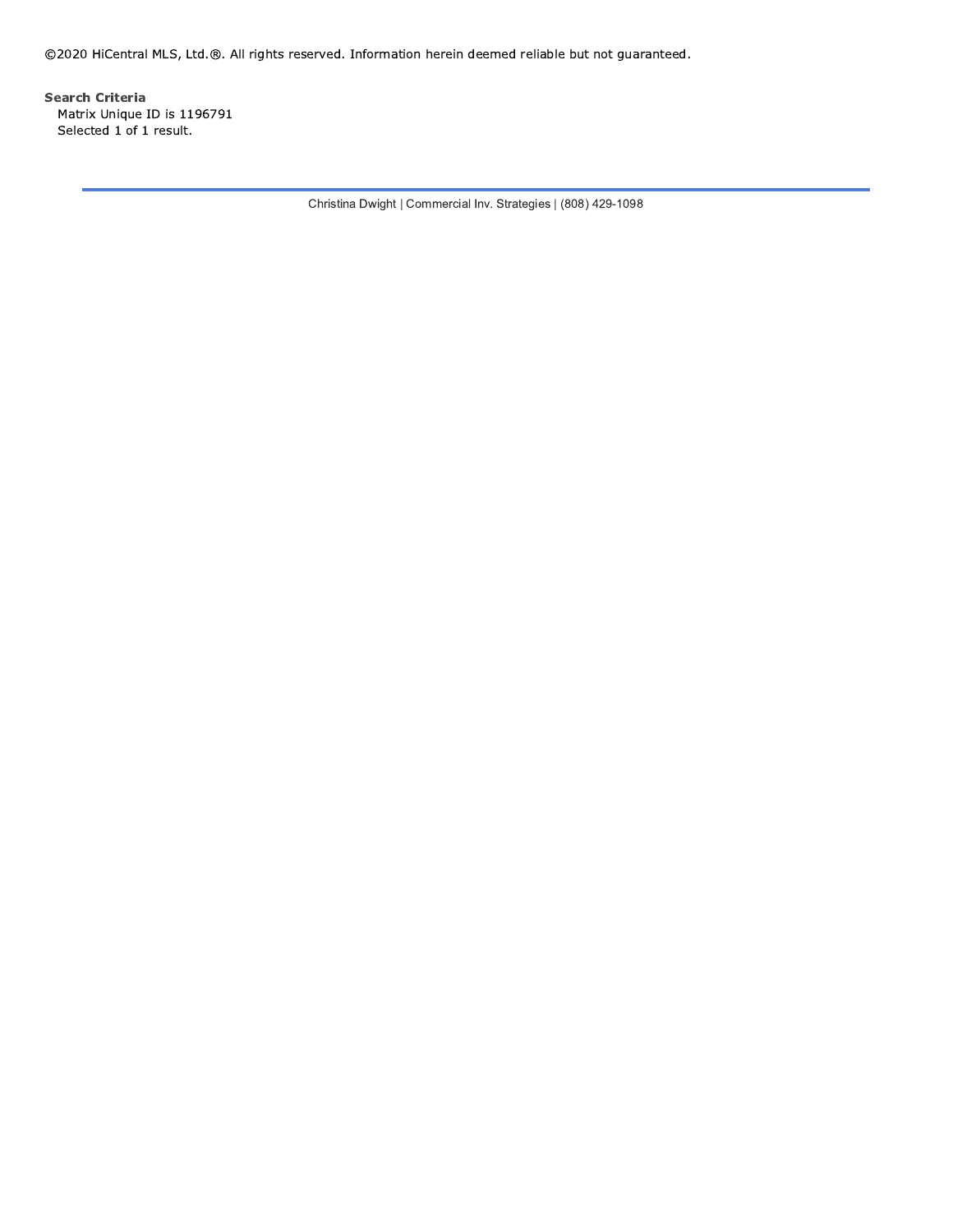©2020 HiCentral MLS, Ltd.®. All rights reserved. Information herein deemed reliable but not guaranteed.

**Search Criteria**

Matrix Unique ID is 1196791
Selected 1 of 1 result.

---

Christina Dwight | Commercial Inv. Strategies | (808) 429-1098